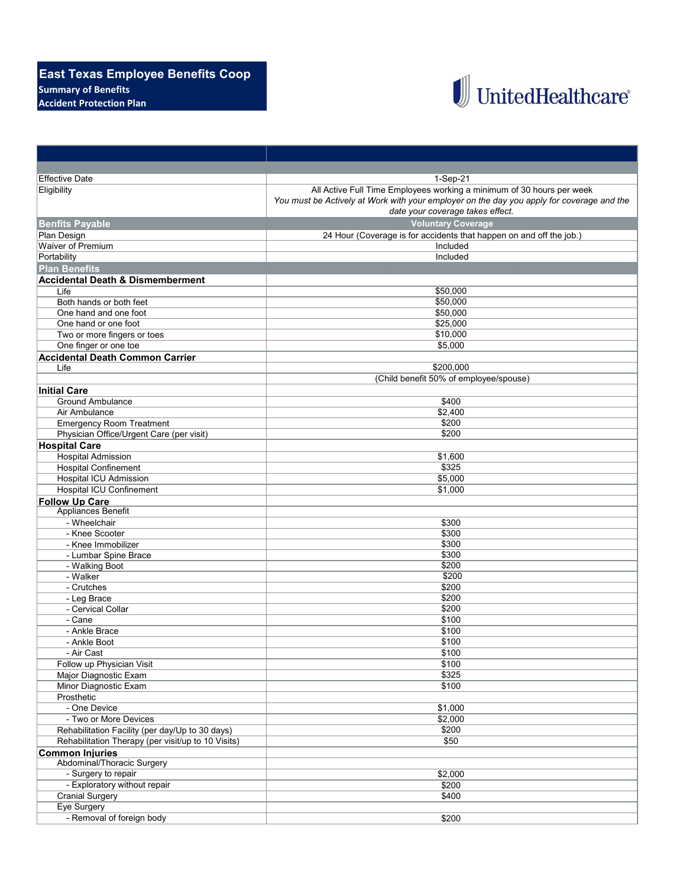# East Texas Employee Benefits Coop

**Summary of Benefits**

**Accident Protection Plan**

UnitedHealthcare

| | |
|---|---|
| Effective Date | 1-Sep-21 |
| Eligibility | All Active Full Time Employees working a minimum of 30 hours per week *You must be Actively at Work with your employer on the day you apply for coverage and the date your coverage takes effect.* |
| **Benfits Payable** | **Voluntary Coverage** |
| Plan Design | 24 Hour (Coverage is for accidents that happen on and off the job.) |
| Waiver of Premium | Included |
| Portability | Included |
| **Plan Benefits** | |
| **Accidental Death & Dismemberment** | |
| Life | $50,000 |
| Both hands or both feet | $50,000 |
| One hand and one foot | $50,000 |
| One hand or one foot | $25,000 |
| Two or more fingers or toes | $10,000 |
| One finger or one toe | $5,000 |
| **Accidental Death Common Carrier** | |
| Life | $200,000 |
| | (Child benefit 50% of employee/spouse) |
| **Initial Care** | |
| Ground Ambulance | $400 |
| Air Ambulance | $2,400 |
| Emergency Room Treatment | $200 |
| Physician Office/Urgent Care (per visit) | $200 |
| **Hospital Care** | |
| Hospital Admission | $1,600 |
| Hospital Confinement | $325 |
| Hospital ICU Admission | $5,000 |
| Hospital ICU Confinement | $1,000 |
| **Follow Up Care** | |
| Appliances Benefit | |
| - Wheelchair | $300 |
| - Knee Scooter | $300 |
| - Knee Immobilizer | $300 |
| - Lumbar Spine Brace | $300 |
| - Walking Boot | $200 |
| - Walker | $200 |
| - Crutches | $200 |
| - Leg Brace | $200 |
| - Cervical Collar | $200 |
| - Cane | $100 |
| - Ankle Brace | $100 |
| - Ankle Boot | $100 |
| - Air Cast | $100 |
| Follow up Physician Visit | $100 |
| Major Diagnostic Exam | $325 |
| Minor Diagnostic Exam | $100 |
| Prosthetic | |
| - One Device | $1,000 |
| - Two or More Devices | $2,000 |
| Rehabilitation Facility (per day/Up to 30 days) | $200 |
| Rehabilitation Therapy (per visit/up to 10 Visits) | $50 |
| **Common Injuries** | |
| Abdominal/Thoracic Surgery | |
| - Surgery to repair | $2,000 |
| - Exploratory without repair | $200 |
| Cranial Surgery | $400 |
| Eye Surgery | |
| - Removal of foreign body | $200 |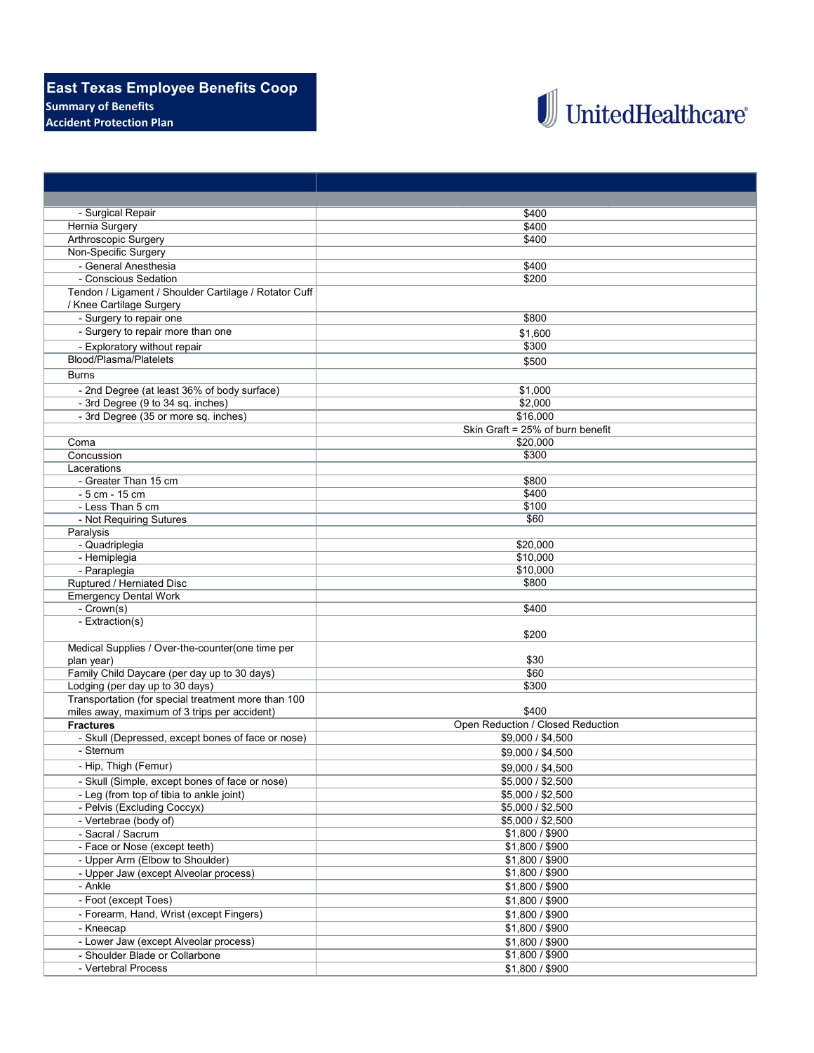**East Texas Employee Benefits Coop**
**Summary of Benefits**
**Accident Protection Plan**

| | |
|---|---|
| - Surgical Repair | $400 |
| Hernia Surgery | $400 |
| Arthroscopic Surgery | $400 |
| Non-Specific Surgery | |
| - General Anesthesia | $400 |
| - Conscious Sedation | $200 |
| Tendon / Ligament / Shoulder Cartilage / Rotator Cuff / Knee Cartilage Surgery | |
| - Surgery to repair one | $800 |
| - Surgery to repair more than one | $1,600 |
| - Exploratory without repair | $300 |
| Blood/Plasma/Platelets | $500 |
| Burns | |
| - 2nd Degree (at least 36% of body surface) | $1,000 |
| - 3rd Degree (9 to 34 sq. inches) | $2,000 |
| - 3rd Degree (35 or more sq. inches) | $16,000 |
| | Skin Graft = 25% of burn benefit |
| Coma | $20,000 |
| Concussion | $300 |
| Lacerations | |
| - Greater Than 15 cm | $800 |
| - 5 cm - 15 cm | $400 |
| - Less Than 5 cm | $100 |
| - Not Requiring Sutures | $60 |
| Paralysis | |
| - Quadriplegia | $20,000 |
| - Hemiplegia | $10,000 |
| - Paraplegia | $10,000 |
| Ruptured / Herniated Disc | $800 |
| Emergency Dental Work | |
| - Crown(s) | $400 |
| - Extraction(s) | $200 |
| Medical Supplies / Over-the-counter(one time per plan year) | $30 |
| Family Child Daycare (per day up to 30 days) | $60 |
| Lodging (per day up to 30 days) | $300 |
| Transportation (for special treatment more than 100 miles away, maximum of 3 trips per accident) | $400 |
| **Fractures** | Open Reduction / Closed Reduction |
| - Skull (Depressed, except bones of face or nose) | $9,000 / $4,500 |
| - Sternum | $9,000 / $4,500 |
| - Hip, Thigh (Femur) | $9,000 / $4,500 |
| - Skull (Simple, except bones of face or nose) | $5,000 / $2,500 |
| - Leg (from top of tibia to ankle joint) | $5,000 / $2,500 |
| - Pelvis (Excluding Coccyx) | $5,000 / $2,500 |
| - Vertebrae (body of) | $5,000 / $2,500 |
| - Sacral / Sacrum | $1,800 / $900 |
| - Face or Nose (except teeth) | $1,800 / $900 |
| - Upper Arm (Elbow to Shoulder) | $1,800 / $900 |
| - Upper Jaw (except Alveolar process) | $1,800 / $900 |
| - Ankle | $1,800 / $900 |
| - Foot (except Toes) | $1,800 / $900 |
| - Forearm, Hand, Wrist (except Fingers) | $1,800 / $900 |
| - Kneecap | $1,800 / $900 |
| - Lower Jaw (except Alveolar process) | $1,800 / $900 |
| - Shoulder Blade or Collarbone | $1,800 / $900 |
| - Vertebral Process | $1,800 / $900 |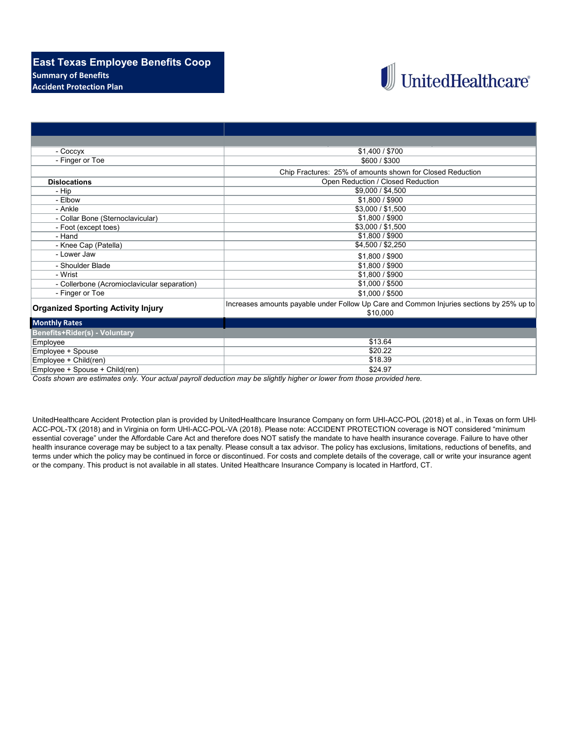## East Texas Employee Benefits Coop
**Summary of Benefits**
**Accident Protection Plan**

| | |
|---|---|
| - Coccyx | $1,400 / $700 |
| - Finger or Toe | $600 / $300 |
| | Chip Fractures: 25% of amounts shown for Closed Reduction |
| **Dislocations** | Open Reduction / Closed Reduction |
| - Hip | $9,000 / $4,500 |
| - Elbow | $1,800 / $900 |
| - Ankle | $3,000 / $1,500 |
| - Collar Bone (Sternoclavicular) | $1,800 / $900 |
| - Foot (except toes) | $3,000 / $1,500 |
| - Hand | $1,800 / $900 |
| - Knee Cap (Patella) | $4,500 / $2,250 |
| - Lower Jaw | $1,800 / $900 |
| - Shoulder Blade | $1,800 / $900 |
| - Wrist | $1,800 / $900 |
| - Collerbone (Acromioclavicular separation) | $1,000 / $500 |
| - Finger or Toe | $1,000 / $500 |
| **Organized Sporting Activity Injury** | Increases amounts payable under Follow Up Care and Common Injuries sections by 25% up to $10,000 |

| **Monthly Rates** | |
|---|---|
| **Benefits+Rider(s) - Voluntary** | |
| Employee | $13.64 |
| Employee + Spouse | $20.22 |
| Employee + Child(ren) | $18.39 |
| Employee + Spouse + Child(ren) | $24.97 |

*Costs shown are estimates only. Your actual payroll deduction may be slightly higher or lower from those provided here.*

UnitedHealthcare Accident Protection plan is provided by UnitedHealthcare Insurance Company on form UHI-ACC-POL (2018) et al., in Texas on form UHI-ACC-POL-TX (2018) and in Virginia on form UHI-ACC-POL-VA (2018). Please note: ACCIDENT PROTECTION coverage is NOT considered "minimum essential coverage" under the Affordable Care Act and therefore does NOT satisfy the mandate to have health insurance coverage. Failure to have other health insurance coverage may be subject to a tax penalty. Please consult a tax advisor. The policy has exclusions, limitations, reductions of benefits, and terms under which the policy may be continued in force or discontinued. For costs and complete details of the coverage, call or write your insurance agent or the company. This product is not available in all states. United Healthcare Insurance Company is located in Hartford, CT.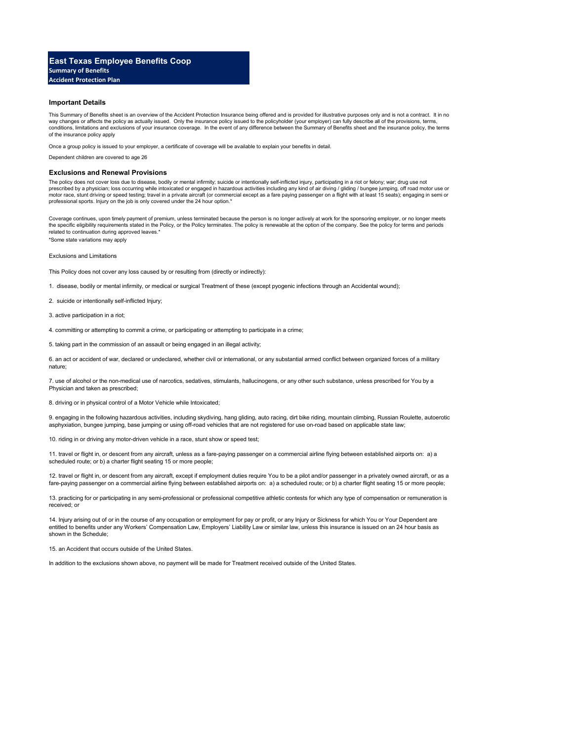# East Texas Employee Benefits Coop

**Summary of Benefits**

**Accident Protection Plan**

## Important Details

This Summary of Benefits sheet is an overview of the Accident Protection Insurance being offered and is provided for illustrative purposes only and is not a contract. It in no way changes or affects the policy as actually issued. Only the insurance policy issued to the policyholder (your employer) can fully describe all of the provisions, terms, conditions, limitations and exclusions of your insurance coverage. In the event of any difference between the Summary of Benefits sheet and the insurance policy, the terms of the insurance policy apply

Once a group policy is issued to your employer, a certificate of coverage will be available to explain your benefits in detail.

Dependent children are covered to age 26

## Exclusions and Renewal Provisions

The policy does not cover loss due to disease, bodily or mental infirmity; suicide or intentionally self-inflicted injury, participating in a riot or felony; war; drug use not prescribed by a physician; loss occurring while intoxicated or engaged in hazardous activities including any kind of air diving / gliding / bungee jumping, off road motor use or motor race, stunt driving or speed testing; travel in a private aircraft (or commercial except as a fare paying passenger on a flight with at least 15 seats); engaging in semi or professional sports. Injury on the job is only covered under the 24 hour option.*

Coverage continues, upon timely payment of premium, unless terminated because the person is no longer actively at work for the sponsoring employer, or no longer meets the specific eligibility requirements stated in the Policy, or the Policy terminates. The policy is renewable at the option of the company. See the policy for terms and periods related to continuation during approved leaves.*

*Some state variations may apply

Exclusions and Limitations

This Policy does not cover any loss caused by or resulting from (directly or indirectly):

1. disease, bodily or mental infirmity, or medical or surgical Treatment of these (except pyogenic infections through an Accidental wound);

2. suicide or intentionally self-inflicted Injury;

3. active participation in a riot;

4. committing or attempting to commit a crime, or participating or attempting to participate in a crime;

5. taking part in the commission of an assault or being engaged in an illegal activity;

6. an act or accident of war, declared or undeclared, whether civil or international, or any substantial armed conflict between organized forces of a military nature;

7. use of alcohol or the non-medical use of narcotics, sedatives, stimulants, hallucinogens, or any other such substance, unless prescribed for You by a Physician and taken as prescribed;

8. driving or in physical control of a Motor Vehicle while Intoxicated;

9. engaging in the following hazardous activities, including skydiving, hang gliding, auto racing, dirt bike riding, mountain climbing, Russian Roulette, autoerotic asphyxiation, bungee jumping, base jumping or using off-road vehicles that are not registered for use on-road based on applicable state law;

10. riding in or driving any motor-driven vehicle in a race, stunt show or speed test;

11. travel or flight in, or descent from any aircraft, unless as a fare-paying passenger on a commercial airline flying between established airports on: a) a scheduled route; or b) a charter flight seating 15 or more people;

12. travel or flight in, or descent from any aircraft, except if employment duties require You to be a pilot and/or passenger in a privately owned aircraft, or as a fare-paying passenger on a commercial airline flying between established airports on: a) a scheduled route; or b) a charter flight seating 15 or more people;

13. practicing for or participating in any semi-professional or professional competitive athletic contests for which any type of compensation or remuneration is received; or

14. Injury arising out of or in the course of any occupation or employment for pay or profit, or any Injury or Sickness for which You or Your Dependent are entitled to benefits under any Workers' Compensation Law, Employers' Liability Law or similar law, unless this insurance is issued on an 24 hour basis as shown in the Schedule;

15. an Accident that occurs outside of the United States.

In addition to the exclusions shown above, no payment will be made for Treatment received outside of the United States.